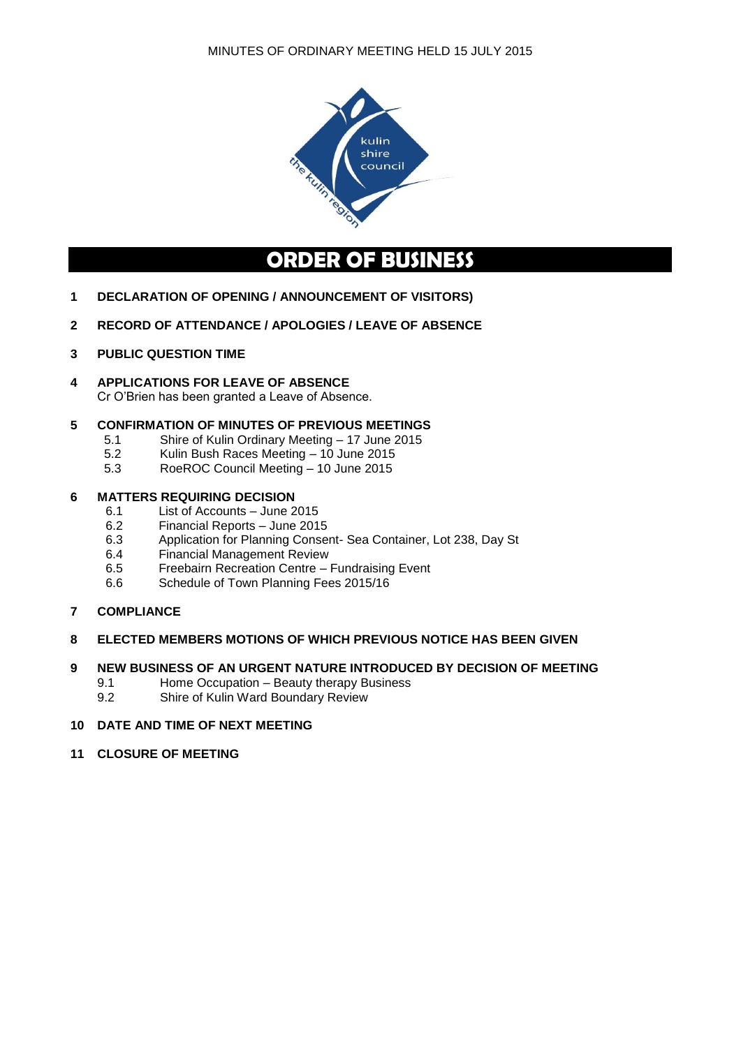MINUTES OF ORDINARY MEETING HELD 15 JULY 2015

# ORDER OF BUSINESS

**1 DECLARATION OF OPENING / ANNOUNCEMENT OF VISITORS)**

**2 RECORD OF ATTENDANCE / APOLOGIES / LEAVE OF ABSENCE**

**3 PUBLIC QUESTION TIME**

**4 APPLICATIONS FOR LEAVE OF ABSENCE**
Cr O'Brien has been granted a Leave of Absence.

**5 CONFIRMATION OF MINUTES OF PREVIOUS MEETINGS**
- 5.1 Shire of Kulin Ordinary Meeting – 17 June 2015
- 5.2 Kulin Bush Races Meeting – 10 June 2015
- 5.3 RoeROC Council Meeting – 10 June 2015

**6 MATTERS REQUIRING DECISION**
- 6.1 List of Accounts – June 2015
- 6.2 Financial Reports – June 2015
- 6.3 Application for Planning Consent- Sea Container, Lot 238, Day St
- 6.4 Financial Management Review
- 6.5 Freebairn Recreation Centre – Fundraising Event
- 6.6 Schedule of Town Planning Fees 2015/16

**7 COMPLIANCE**

**8 ELECTED MEMBERS MOTIONS OF WHICH PREVIOUS NOTICE HAS BEEN GIVEN**

**9 NEW BUSINESS OF AN URGENT NATURE INTRODUCED BY DECISION OF MEETING**
- 9.1 Home Occupation – Beauty therapy Business
- 9.2 Shire of Kulin Ward Boundary Review

**10 DATE AND TIME OF NEXT MEETING**

**11 CLOSURE OF MEETING**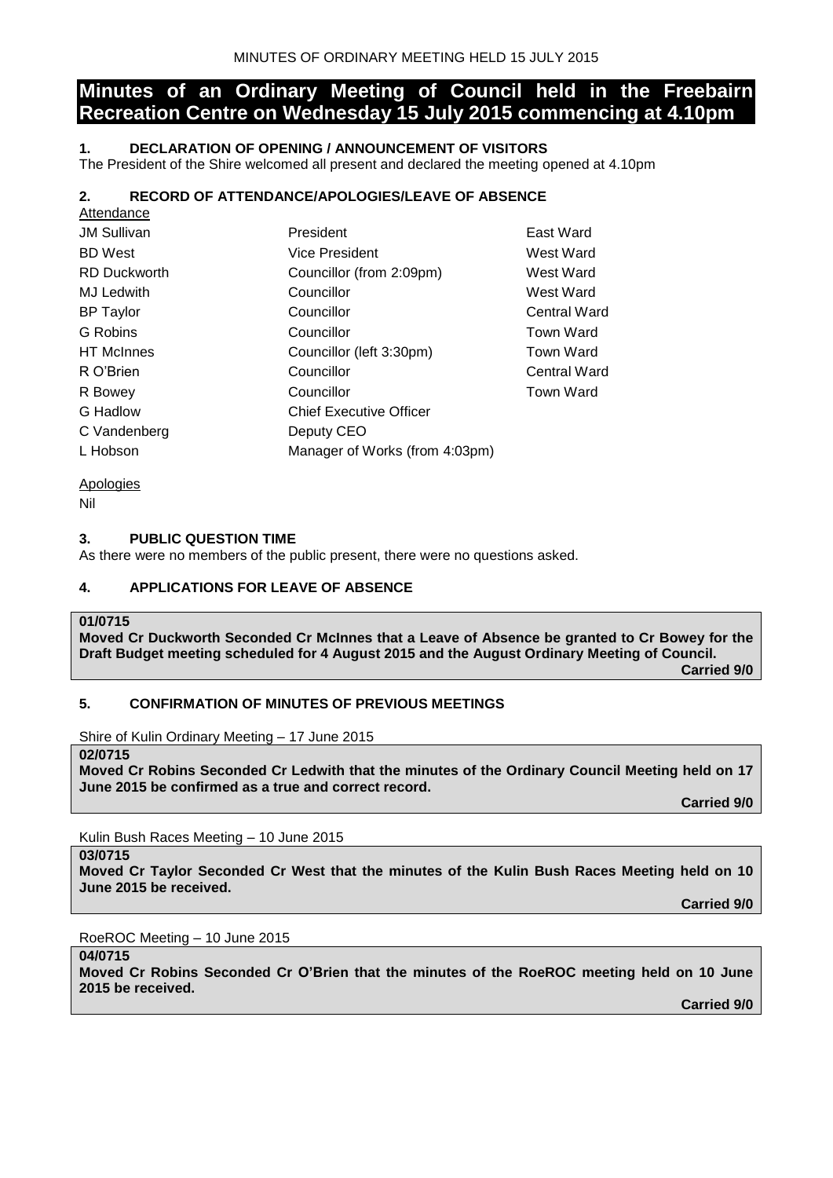# Minutes of an Ordinary Meeting of Council held in the Freebairn Recreation Centre on Wednesday 15 July 2015 commencing at 4.10pm

## 1. DECLARATION OF OPENING / ANNOUNCEMENT OF VISITORS

The President of the Shire welcomed all present and declared the meeting opened at 4.10pm

## 2. RECORD OF ATTENDANCE/APOLOGIES/LEAVE OF ABSENCE

Attendance

| | | |
|---|---|---|
| JM Sullivan | President | East Ward |
| BD West | Vice President | West Ward |
| RD Duckworth | Councillor (from 2:09pm) | West Ward |
| MJ Ledwith | Councillor | West Ward |
| BP Taylor | Councillor | Central Ward |
| G Robins | Councillor | Town Ward |
| HT McInnes | Councillor (left 3:30pm) | Town Ward |
| R O'Brien | Councillor | Central Ward |
| R Bowey | Councillor | Town Ward |
| G Hadlow | Chief Executive Officer | |
| C Vandenberg | Deputy CEO | |
| L Hobson | Manager of Works (from 4:03pm) | |

Apologies

Nil

## 3. PUBLIC QUESTION TIME

As there were no members of the public present, there were no questions asked.

## 4. APPLICATIONS FOR LEAVE OF ABSENCE

**01/0715**
**Moved Cr Duckworth Seconded Cr McInnes that a Leave of Absence be granted to Cr Bowey for the Draft Budget meeting scheduled for 4 August 2015 and the August Ordinary Meeting of Council.**
**Carried 9/0**

## 5. CONFIRMATION OF MINUTES OF PREVIOUS MEETINGS

Shire of Kulin Ordinary Meeting – 17 June 2015

**02/0715**
**Moved Cr Robins Seconded Cr Ledwith that the minutes of the Ordinary Council Meeting held on 17 June 2015 be confirmed as a true and correct record.**
**Carried 9/0**

Kulin Bush Races Meeting – 10 June 2015

**03/0715**
**Moved Cr Taylor Seconded Cr West that the minutes of the Kulin Bush Races Meeting held on 10 June 2015 be received.**
**Carried 9/0**

RoeROC Meeting – 10 June 2015

**04/0715**
**Moved Cr Robins Seconded Cr O'Brien that the minutes of the RoeROC meeting held on 10 June 2015 be received.**
**Carried 9/0**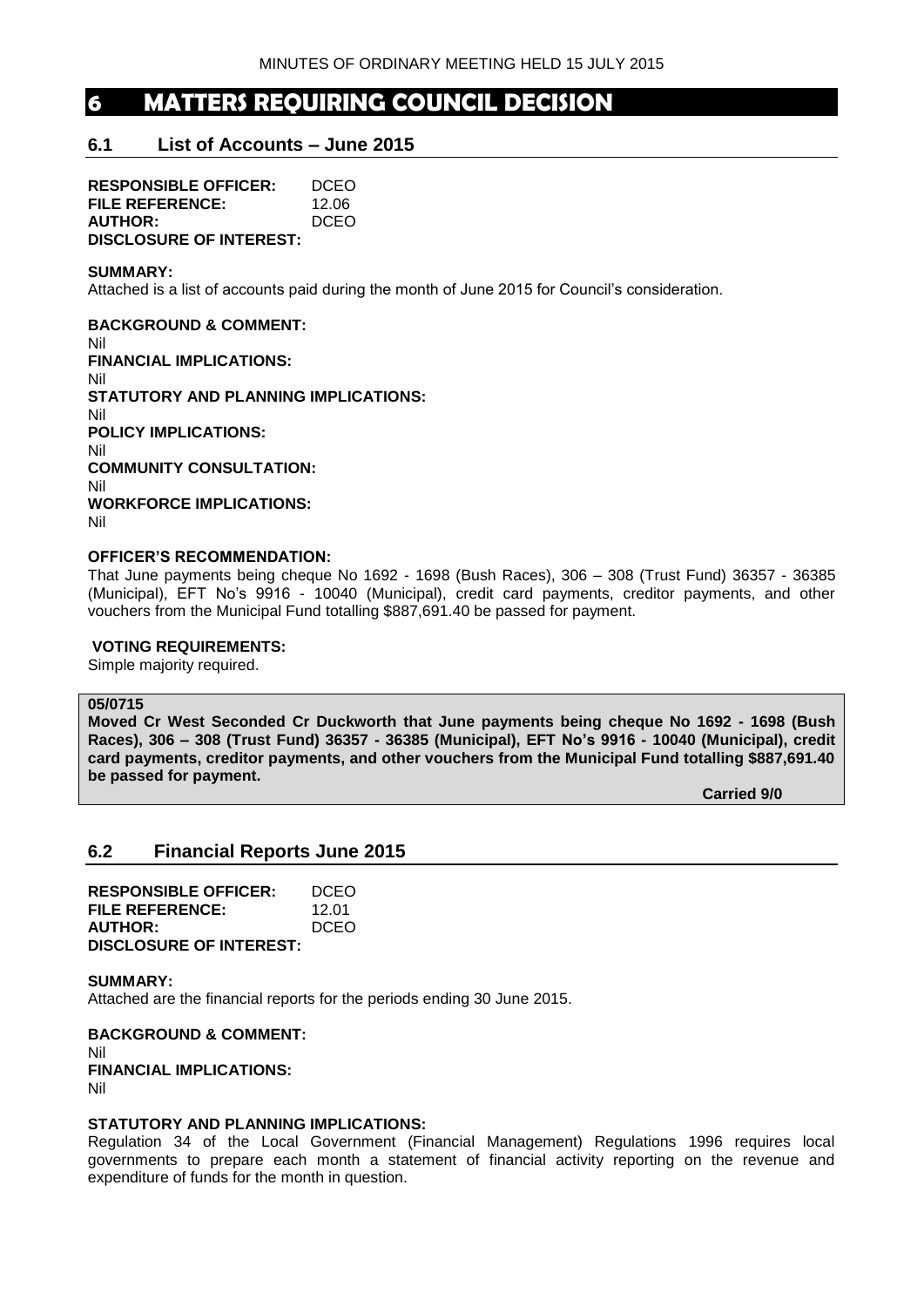# 6 MATTERS REQUIRING COUNCIL DECISION

## 6.1 List of Accounts – June 2015

**RESPONSIBLE OFFICER:** DCEO
**FILE REFERENCE:** 12.06
**AUTHOR:** DCEO
**DISCLOSURE OF INTEREST:**

**SUMMARY:**
Attached is a list of accounts paid during the month of June 2015 for Council's consideration.

**BACKGROUND & COMMENT:**
Nil

**FINANCIAL IMPLICATIONS:**
Nil

**STATUTORY AND PLANNING IMPLICATIONS:**
Nil

**POLICY IMPLICATIONS:**
Nil

**COMMUNITY CONSULTATION:**
Nil

**WORKFORCE IMPLICATIONS:**
Nil

**OFFICER'S RECOMMENDATION:**
That June payments being cheque No 1692 - 1698 (Bush Races), 306 – 308 (Trust Fund) 36357 - 36385 (Municipal), EFT No's 9916 - 10040 (Municipal), credit card payments, creditor payments, and other vouchers from the Municipal Fund totalling $887,691.40 be passed for payment.

**VOTING REQUIREMENTS:**
Simple majority required.

**05/0715**
**Moved Cr West Seconded Cr Duckworth that June payments being cheque No 1692 - 1698 (Bush Races), 306 – 308 (Trust Fund) 36357 - 36385 (Municipal), EFT No's 9916 - 10040 (Municipal), credit card payments, creditor payments, and other vouchers from the Municipal Fund totalling $887,691.40 be passed for payment.**

**Carried 9/0**

## 6.2 Financial Reports June 2015

**RESPONSIBLE OFFICER:** DCEO
**FILE REFERENCE:** 12.01
**AUTHOR:** DCEO
**DISCLOSURE OF INTEREST:**

**SUMMARY:**
Attached are the financial reports for the periods ending 30 June 2015.

**BACKGROUND & COMMENT:**
Nil

**FINANCIAL IMPLICATIONS:**
Nil

**STATUTORY AND PLANNING IMPLICATIONS:**
Regulation 34 of the Local Government (Financial Management) Regulations 1996 requires local governments to prepare each month a statement of financial activity reporting on the revenue and expenditure of funds for the month in question.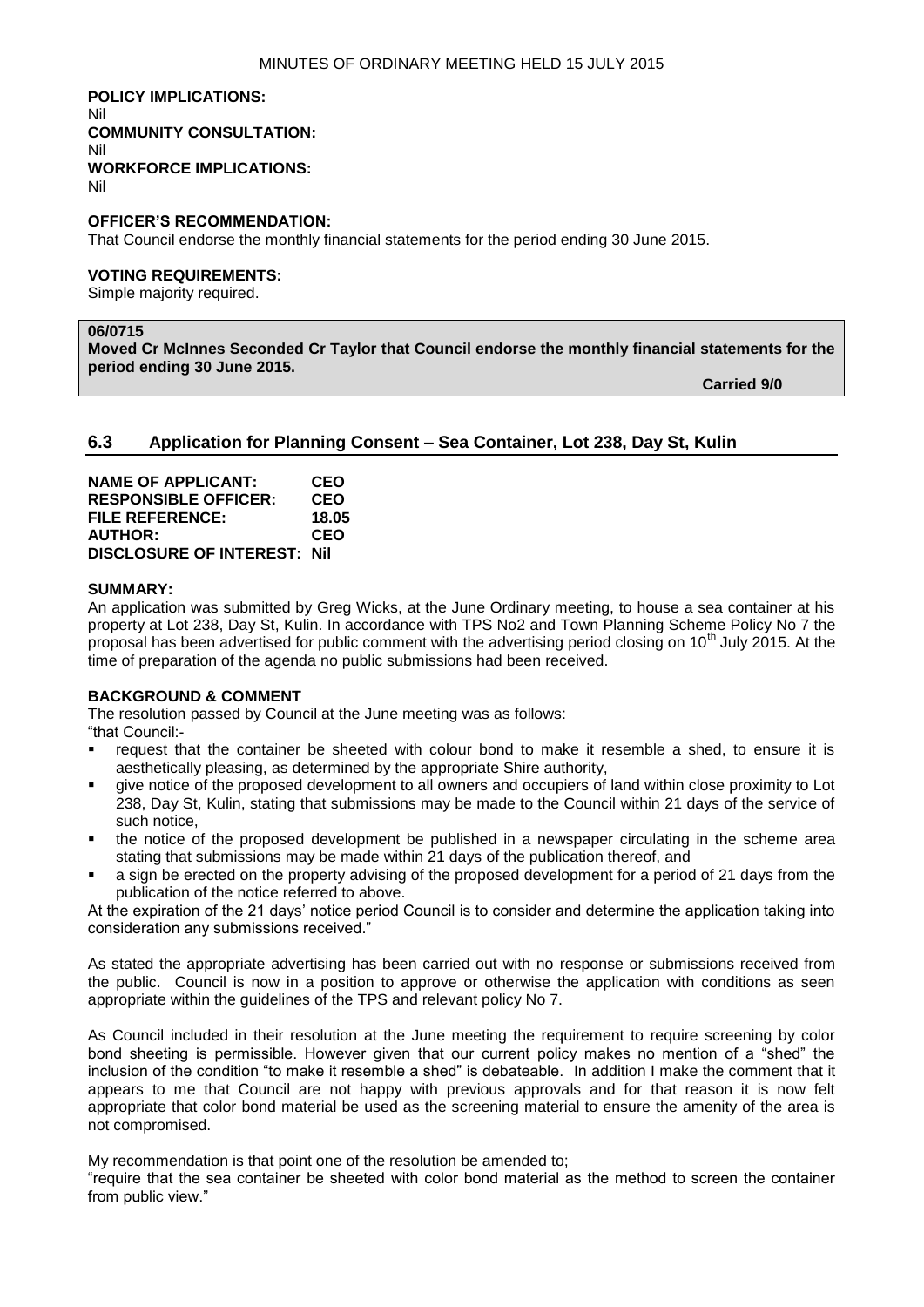**POLICY IMPLICATIONS:**
Nil
**COMMUNITY CONSULTATION:**
Nil
**WORKFORCE IMPLICATIONS:**
Nil

**OFFICER'S RECOMMENDATION:**
That Council endorse the monthly financial statements for the period ending 30 June 2015.

**VOTING REQUIREMENTS:**
Simple majority required.

**06/0715**
**Moved Cr McInnes Seconded Cr Taylor that Council endorse the monthly financial statements for the period ending 30 June 2015.**

**Carried 9/0**

## 6.3 Application for Planning Consent – Sea Container, Lot 238, Day St, Kulin

**NAME OF APPLICANT:** CEO
**RESPONSIBLE OFFICER:** CEO
**FILE REFERENCE:** 18.05
**AUTHOR:** CEO
**DISCLOSURE OF INTEREST:** Nil

**SUMMARY:**
An application was submitted by Greg Wicks, at the June Ordinary meeting, to house a sea container at his property at Lot 238, Day St, Kulin. In accordance with TPS No2 and Town Planning Scheme Policy No 7 the proposal has been advertised for public comment with the advertising period closing on 10th July 2015. At the time of preparation of the agenda no public submissions had been received.

**BACKGROUND & COMMENT**
The resolution passed by Council at the June meeting was as follows:
"that Council:-

- request that the container be sheeted with colour bond to make it resemble a shed, to ensure it is aesthetically pleasing, as determined by the appropriate Shire authority,
- give notice of the proposed development to all owners and occupiers of land within close proximity to Lot 238, Day St, Kulin, stating that submissions may be made to the Council within 21 days of the service of such notice,
- the notice of the proposed development be published in a newspaper circulating in the scheme area stating that submissions may be made within 21 days of the publication thereof, and
- a sign be erected on the property advising of the proposed development for a period of 21 days from the publication of the notice referred to above.

At the expiration of the 21 days' notice period Council is to consider and determine the application taking into consideration any submissions received."

As stated the appropriate advertising has been carried out with no response or submissions received from the public. Council is now in a position to approve or otherwise the application with conditions as seen appropriate within the guidelines of the TPS and relevant policy No 7.

As Council included in their resolution at the June meeting the requirement to require screening by color bond sheeting is permissible. However given that our current policy makes no mention of a "shed" the inclusion of the condition "to make it resemble a shed" is debateable. In addition I make the comment that it appears to me that Council are not happy with previous approvals and for that reason it is now felt appropriate that color bond material be used as the screening material to ensure the amenity of the area is not compromised.

My recommendation is that point one of the resolution be amended to;
"require that the sea container be sheeted with color bond material as the method to screen the container from public view."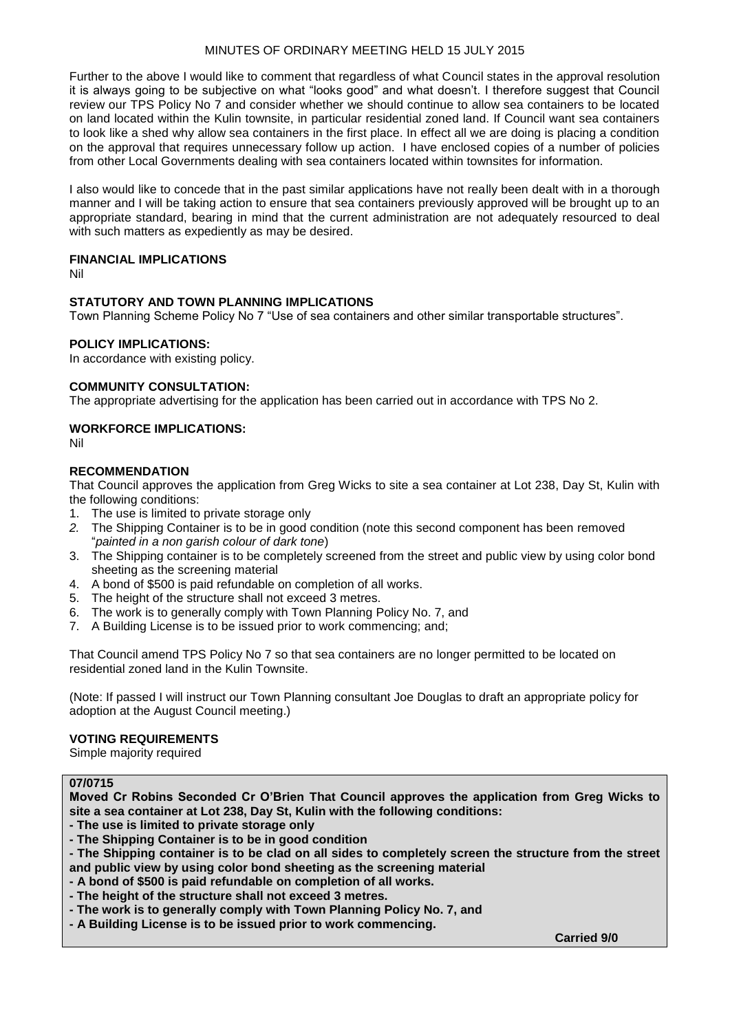Further to the above I would like to comment that regardless of what Council states in the approval resolution it is always going to be subjective on what "looks good" and what doesn't. I therefore suggest that Council review our TPS Policy No 7 and consider whether we should continue to allow sea containers to be located on land located within the Kulin townsite, in particular residential zoned land. If Council want sea containers to look like a shed why allow sea containers in the first place. In effect all we are doing is placing a condition on the approval that requires unnecessary follow up action. I have enclosed copies of a number of policies from other Local Governments dealing with sea containers located within townsites for information.

I also would like to concede that in the past similar applications have not really been dealt with in a thorough manner and I will be taking action to ensure that sea containers previously approved will be brought up to an appropriate standard, bearing in mind that the current administration are not adequately resourced to deal with such matters as expediently as may be desired.

**FINANCIAL IMPLICATIONS**

Nil

**STATUTORY AND TOWN PLANNING IMPLICATIONS**

Town Planning Scheme Policy No 7 "Use of sea containers and other similar transportable structures".

**POLICY IMPLICATIONS:**

In accordance with existing policy.

**COMMUNITY CONSULTATION:**

The appropriate advertising for the application has been carried out in accordance with TPS No 2.

**WORKFORCE IMPLICATIONS:**

Nil

**RECOMMENDATION**

That Council approves the application from Greg Wicks to site a sea container at Lot 238, Day St, Kulin with the following conditions:

1. The use is limited to private storage only
2. The Shipping Container is to be in good condition (note this second component has been removed "*painted in a non garish colour of dark tone*)
3. The Shipping container is to be completely screened from the street and public view by using color bond sheeting as the screening material
4. A bond of $500 is paid refundable on completion of all works.
5. The height of the structure shall not exceed 3 metres.
6. The work is to generally comply with Town Planning Policy No. 7, and
7. A Building License is to be issued prior to work commencing; and;

That Council amend TPS Policy No 7 so that sea containers are no longer permitted to be located on residential zoned land in the Kulin Townsite.

(Note: If passed I will instruct our Town Planning consultant Joe Douglas to draft an appropriate policy for adoption at the August Council meeting.)

**VOTING REQUIREMENTS**

Simple majority required

**07/0715**

**Moved Cr Robins Seconded Cr O'Brien That Council approves the application from Greg Wicks to site a sea container at Lot 238, Day St, Kulin with the following conditions:**

- **The use is limited to private storage only**
- **The Shipping Container is to be in good condition**
- **The Shipping container is to be clad on all sides to completely screen the structure from the street and public view by using color bond sheeting as the screening material**
- **A bond of $500 is paid refundable on completion of all works.**
- **The height of the structure shall not exceed 3 metres.**
- **The work is to generally comply with Town Planning Policy No. 7, and**
- **A Building License is to be issued prior to work commencing.**

**Carried 9/0**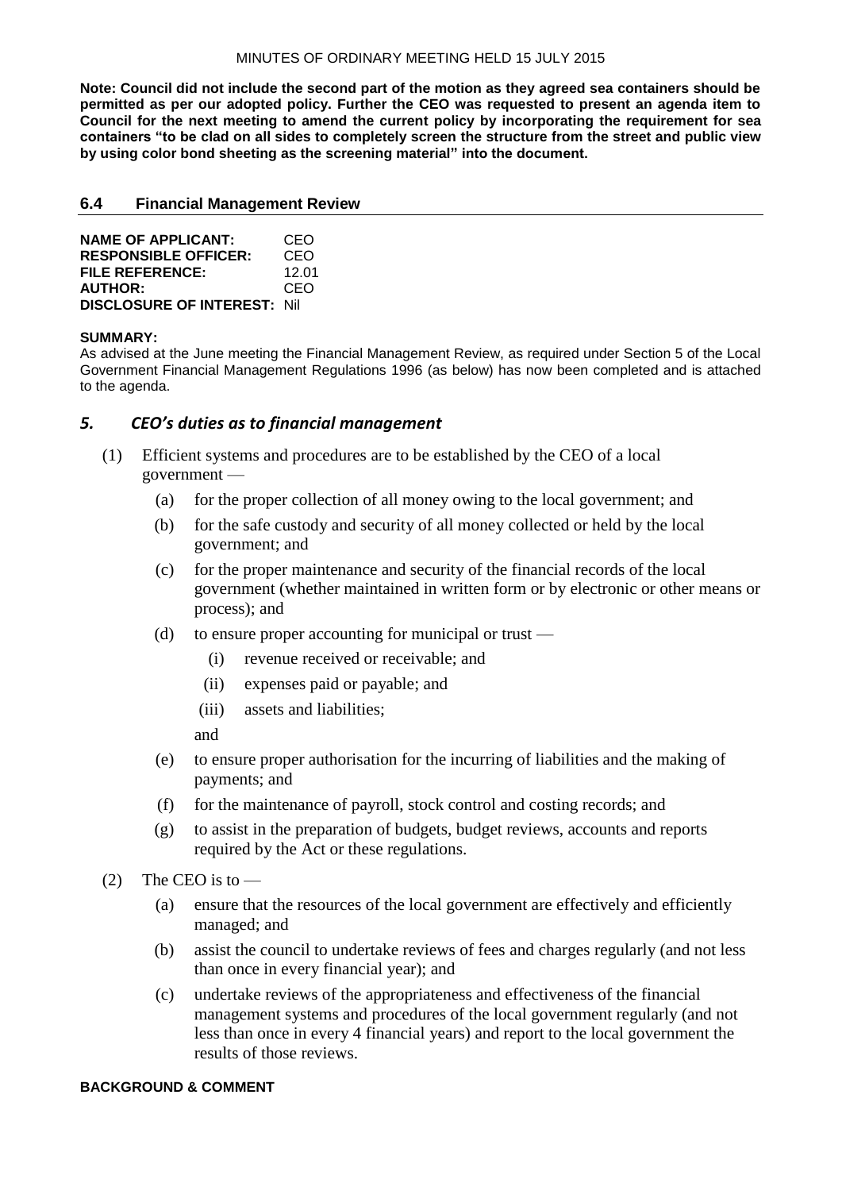**Note: Council did not include the second part of the motion as they agreed sea containers should be permitted as per our adopted policy. Further the CEO was requested to present an agenda item to Council for the next meeting to amend the current policy by incorporating the requirement for sea containers "to be clad on all sides to completely screen the structure from the street and public view by using color bond sheeting as the screening material" into the document.**

### 6.4 Financial Management Review

**NAME OF APPLICANT:** CEO
**RESPONSIBLE OFFICER:** CEO
**FILE REFERENCE:** 12.01
**AUTHOR:** CEO
**DISCLOSURE OF INTEREST:** Nil

**SUMMARY:**
As advised at the June meeting the Financial Management Review, as required under Section 5 of the Local Government Financial Management Regulations 1996 (as below) has now been completed and is attached to the agenda.

## *5. CEO's duties as to financial management*

(1) Efficient systems and procedures are to be established by the CEO of a local government —

- (a) for the proper collection of all money owing to the local government; and
- (b) for the safe custody and security of all money collected or held by the local government; and
- (c) for the proper maintenance and security of the financial records of the local government (whether maintained in written form or by electronic or other means or process); and
- (d) to ensure proper accounting for municipal or trust —
  - (i) revenue received or receivable; and
  - (ii) expenses paid or payable; and
  - (iii) assets and liabilities;

  and
- (e) to ensure proper authorisation for the incurring of liabilities and the making of payments; and
- (f) for the maintenance of payroll, stock control and costing records; and
- (g) to assist in the preparation of budgets, budget reviews, accounts and reports required by the Act or these regulations.

(2) The CEO is to —

- (a) ensure that the resources of the local government are effectively and efficiently managed; and
- (b) assist the council to undertake reviews of fees and charges regularly (and not less than once in every financial year); and
- (c) undertake reviews of the appropriateness and effectiveness of the financial management systems and procedures of the local government regularly (and not less than once in every 4 financial years) and report to the local government the results of those reviews.

**BACKGROUND & COMMENT**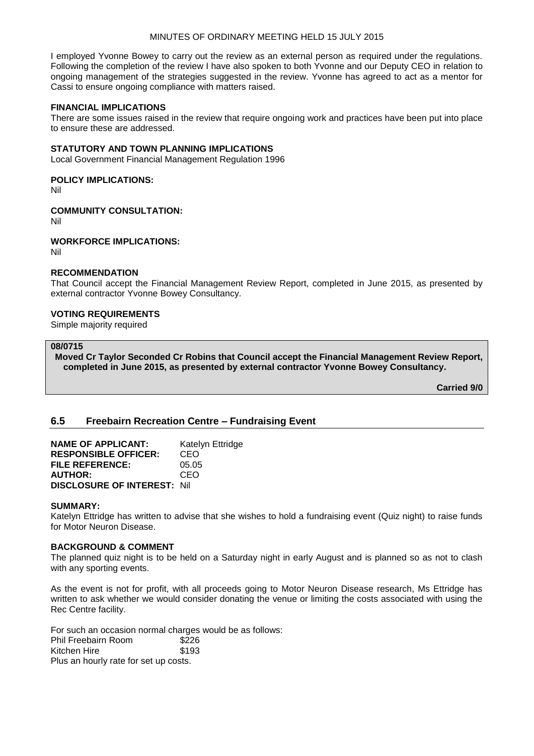I employed Yvonne Bowey to carry out the review as an external person as required under the regulations. Following the completion of the review I have also spoken to both Yvonne and our Deputy CEO in relation to ongoing management of the strategies suggested in the review. Yvonne has agreed to act as a mentor for Cassi to ensure ongoing compliance with matters raised.

**FINANCIAL IMPLICATIONS**

There are some issues raised in the review that require ongoing work and practices have been put into place to ensure these are addressed.

**STATUTORY AND TOWN PLANNING IMPLICATIONS**

Local Government Financial Management Regulation 1996

**POLICY IMPLICATIONS:**

Nil

**COMMUNITY CONSULTATION:**

Nil

**WORKFORCE IMPLICATIONS:**

Nil

**RECOMMENDATION**

That Council accept the Financial Management Review Report, completed in June 2015, as presented by external contractor Yvonne Bowey Consultancy.

**VOTING REQUIREMENTS**

Simple majority required

**08/0715**

**Moved Cr Taylor Seconded Cr Robins that Council accept the Financial Management Review Report, completed in June 2015, as presented by external contractor Yvonne Bowey Consultancy.**

**Carried 9/0**

## 6.5 Freebairn Recreation Centre – Fundraising Event

**NAME OF APPLICANT:** Katelyn Ettridge
**RESPONSIBLE OFFICER:** CEO
**FILE REFERENCE:** 05.05
**AUTHOR:** CEO
**DISCLOSURE OF INTEREST:** Nil

**SUMMARY:**

Katelyn Ettridge has written to advise that she wishes to hold a fundraising event (Quiz night) to raise funds for Motor Neuron Disease.

**BACKGROUND & COMMENT**

The planned quiz night is to be held on a Saturday night in early August and is planned so as not to clash with any sporting events.

As the event is not for profit, with all proceeds going to Motor Neuron Disease research, Ms Ettridge has written to ask whether we would consider donating the venue or limiting the costs associated with using the Rec Centre facility.

For such an occasion normal charges would be as follows:

| | |
|---|---|
| Phil Freebairn Room | $226 |
| Kitchen Hire | $193 |

Plus an hourly rate for set up costs.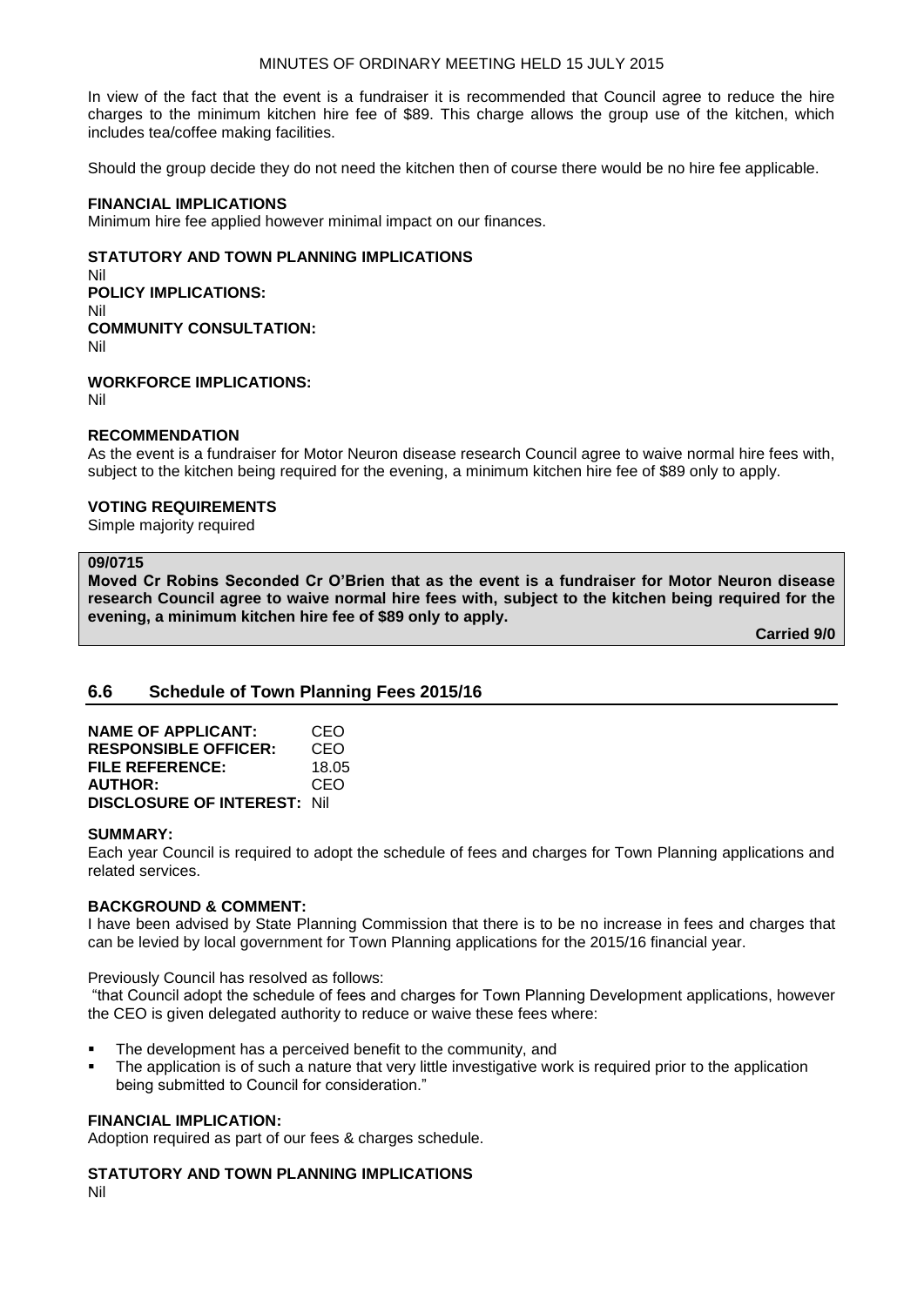In view of the fact that the event is a fundraiser it is recommended that Council agree to reduce the hire charges to the minimum kitchen hire fee of $89. This charge allows the group use of the kitchen, which includes tea/coffee making facilities.

Should the group decide they do not need the kitchen then of course there would be no hire fee applicable.

**FINANCIAL IMPLICATIONS**
Minimum hire fee applied however minimal impact on our finances.

**STATUTORY AND TOWN PLANNING IMPLICATIONS**
Nil
**POLICY IMPLICATIONS:**
Nil
**COMMUNITY CONSULTATION:**
Nil

**WORKFORCE IMPLICATIONS:**
Nil

**RECOMMENDATION**
As the event is a fundraiser for Motor Neuron disease research Council agree to waive normal hire fees with, subject to the kitchen being required for the evening, a minimum kitchen hire fee of $89 only to apply.

**VOTING REQUIREMENTS**
Simple majority required

**09/0715**
**Moved Cr Robins Seconded Cr O'Brien that as the event is a fundraiser for Motor Neuron disease research Council agree to waive normal hire fees with, subject to the kitchen being required for the evening, a minimum kitchen hire fee of $89 only to apply.**

**Carried 9/0**

## 6.6 Schedule of Town Planning Fees 2015/16

**NAME OF APPLICANT:** CEO
**RESPONSIBLE OFFICER:** CEO
**FILE REFERENCE:** 18.05
**AUTHOR:** CEO
**DISCLOSURE OF INTEREST:** Nil

**SUMMARY:**
Each year Council is required to adopt the schedule of fees and charges for Town Planning applications and related services.

**BACKGROUND & COMMENT:**
I have been advised by State Planning Commission that there is to be no increase in fees and charges that can be levied by local government for Town Planning applications for the 2015/16 financial year.

Previously Council has resolved as follows:

"that Council adopt the schedule of fees and charges for Town Planning Development applications, however the CEO is given delegated authority to reduce or waive these fees where:

- The development has a perceived benefit to the community, and
- The application is of such a nature that very little investigative work is required prior to the application being submitted to Council for consideration."

**FINANCIAL IMPLICATION:**
Adoption required as part of our fees & charges schedule.

**STATUTORY AND TOWN PLANNING IMPLICATIONS**
Nil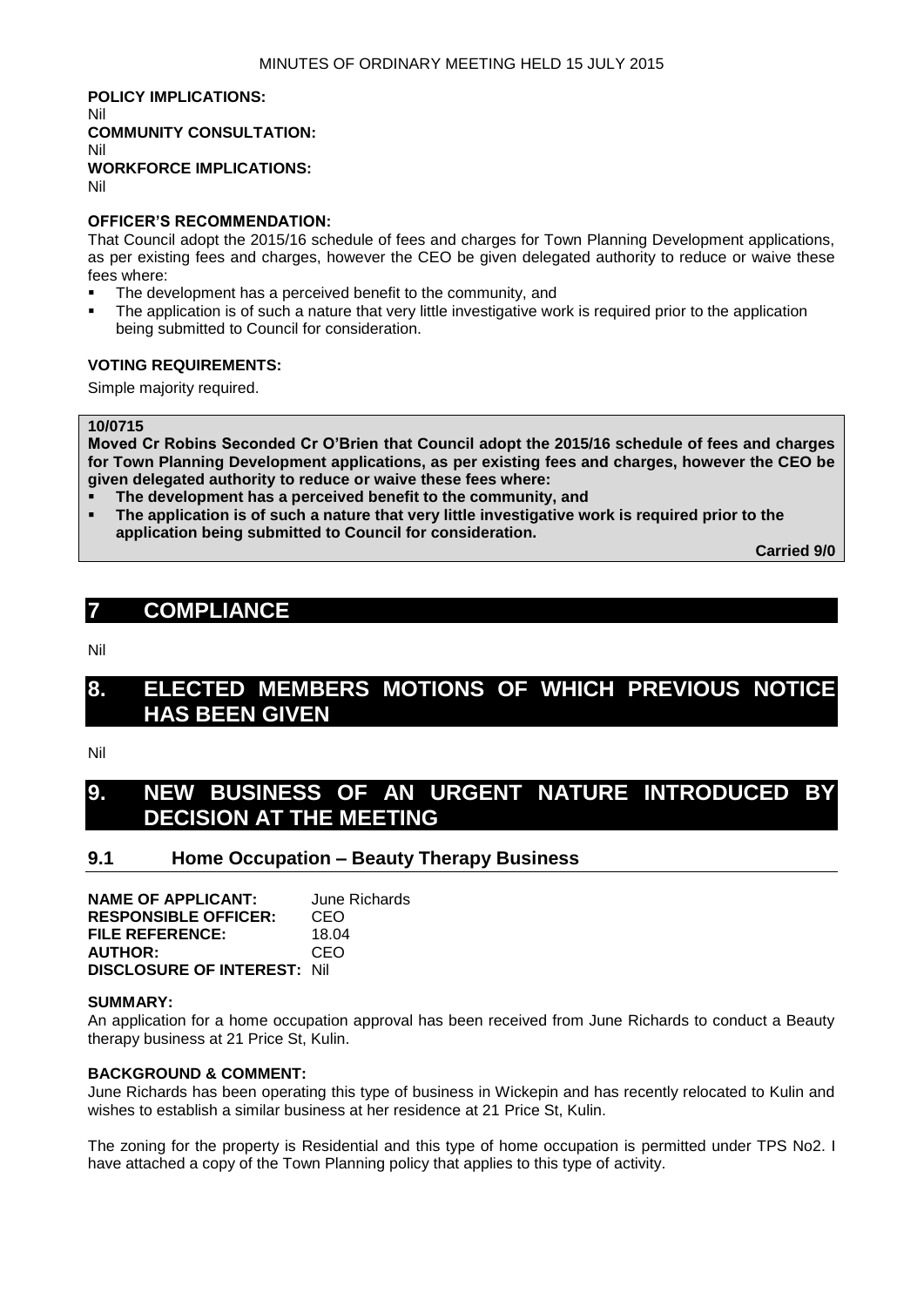**POLICY IMPLICATIONS:**
Nil

**COMMUNITY CONSULTATION:**
Nil

**WORKFORCE IMPLICATIONS:**
Nil

**OFFICER'S RECOMMENDATION:**

That Council adopt the 2015/16 schedule of fees and charges for Town Planning Development applications, as per existing fees and charges, however the CEO be given delegated authority to reduce or waive these fees where:

- The development has a perceived benefit to the community, and
- The application is of such a nature that very little investigative work is required prior to the application being submitted to Council for consideration.

**VOTING REQUIREMENTS:**

Simple majority required.

**10/0715**

**Moved Cr Robins Seconded Cr O'Brien that Council adopt the 2015/16 schedule of fees and charges for Town Planning Development applications, as per existing fees and charges, however the CEO be given delegated authority to reduce or waive these fees where:**

- **The development has a perceived benefit to the community, and**
- **The application is of such a nature that very little investigative work is required prior to the application being submitted to Council for consideration.**

**Carried 9/0**

# 7 COMPLIANCE

Nil

# 8. ELECTED MEMBERS MOTIONS OF WHICH PREVIOUS NOTICE HAS BEEN GIVEN

Nil

# 9. NEW BUSINESS OF AN URGENT NATURE INTRODUCED BY DECISION AT THE MEETING

## 9.1 Home Occupation – Beauty Therapy Business

**NAME OF APPLICANT:** June Richards
**RESPONSIBLE OFFICER:** CEO
**FILE REFERENCE:** 18.04
**AUTHOR:** CEO
**DISCLOSURE OF INTEREST:** Nil

**SUMMARY:**

An application for a home occupation approval has been received from June Richards to conduct a Beauty therapy business at 21 Price St, Kulin.

**BACKGROUND & COMMENT:**

June Richards has been operating this type of business in Wickepin and has recently relocated to Kulin and wishes to establish a similar business at her residence at 21 Price St, Kulin.

The zoning for the property is Residential and this type of home occupation is permitted under TPS No2. I have attached a copy of the Town Planning policy that applies to this type of activity.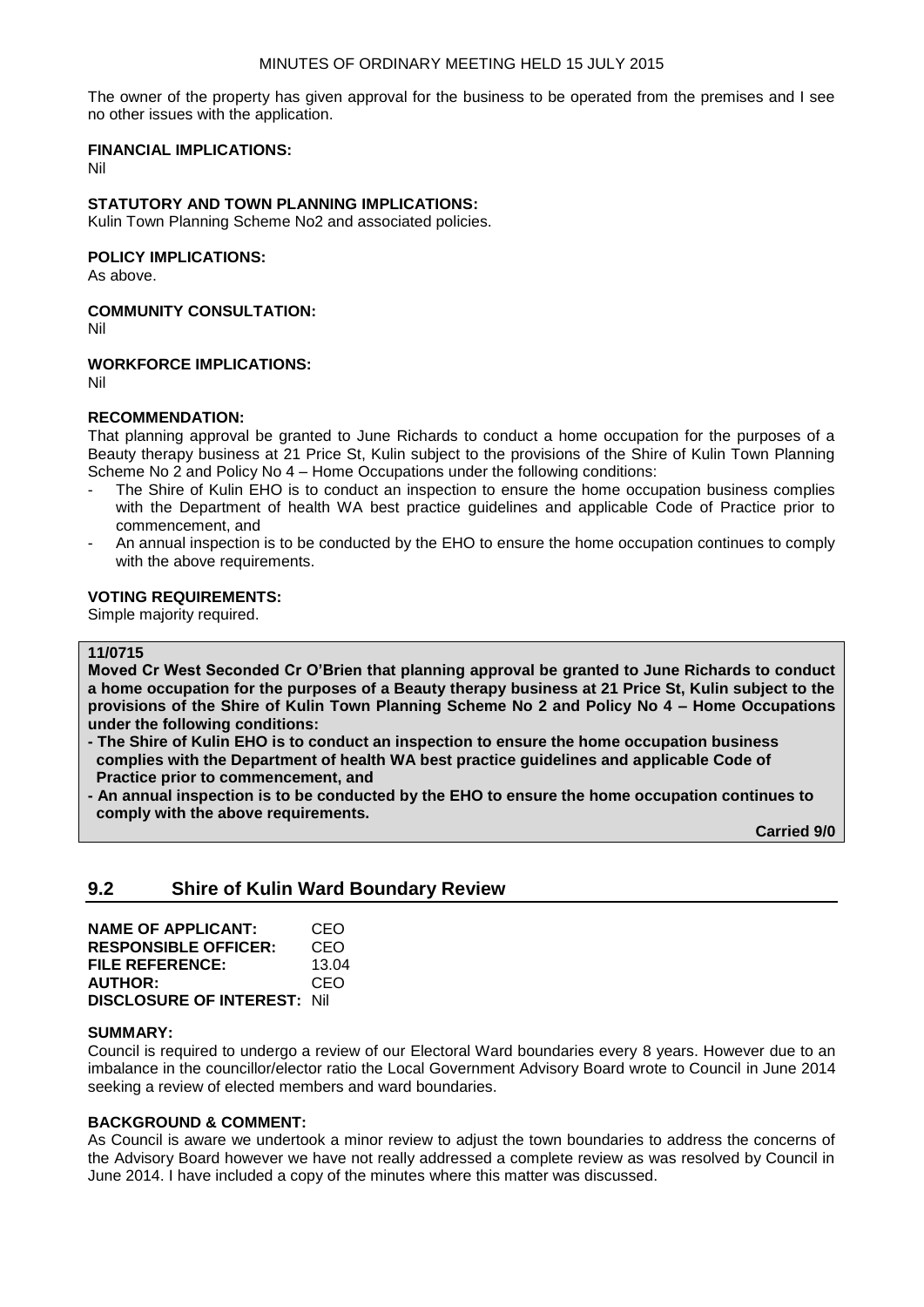The owner of the property has given approval for the business to be operated from the premises and I see no other issues with the application.

**FINANCIAL IMPLICATIONS:**
Nil

**STATUTORY AND TOWN PLANNING IMPLICATIONS:**
Kulin Town Planning Scheme No2 and associated policies.

**POLICY IMPLICATIONS:**
As above.

**COMMUNITY CONSULTATION:**
Nil

**WORKFORCE IMPLICATIONS:**
Nil

**RECOMMENDATION:**
That planning approval be granted to June Richards to conduct a home occupation for the purposes of a Beauty therapy business at 21 Price St, Kulin subject to the provisions of the Shire of Kulin Town Planning Scheme No 2 and Policy No 4 – Home Occupations under the following conditions:

- The Shire of Kulin EHO is to conduct an inspection to ensure the home occupation business complies with the Department of health WA best practice guidelines and applicable Code of Practice prior to commencement, and
- An annual inspection is to be conducted by the EHO to ensure the home occupation continues to comply with the above requirements.

**VOTING REQUIREMENTS:**
Simple majority required.

**11/0715**
**Moved Cr West Seconded Cr O'Brien that planning approval be granted to June Richards to conduct a home occupation for the purposes of a Beauty therapy business at 21 Price St, Kulin subject to the provisions of the Shire of Kulin Town Planning Scheme No 2 and Policy No 4 – Home Occupations under the following conditions:**

- **The Shire of Kulin EHO is to conduct an inspection to ensure the home occupation business complies with the Department of health WA best practice guidelines and applicable Code of Practice prior to commencement, and**
- **An annual inspection is to be conducted by the EHO to ensure the home occupation continues to comply with the above requirements.**

**Carried 9/0**

## 9.2 Shire of Kulin Ward Boundary Review

**NAME OF APPLICANT:** CEO
**RESPONSIBLE OFFICER:** CEO
**FILE REFERENCE:** 13.04
**AUTHOR:** CEO
**DISCLOSURE OF INTEREST:** Nil

**SUMMARY:**
Council is required to undergo a review of our Electoral Ward boundaries every 8 years. However due to an imbalance in the councillor/elector ratio the Local Government Advisory Board wrote to Council in June 2014 seeking a review of elected members and ward boundaries.

**BACKGROUND & COMMENT:**
As Council is aware we undertook a minor review to adjust the town boundaries to address the concerns of the Advisory Board however we have not really addressed a complete review as was resolved by Council in June 2014. I have included a copy of the minutes where this matter was discussed.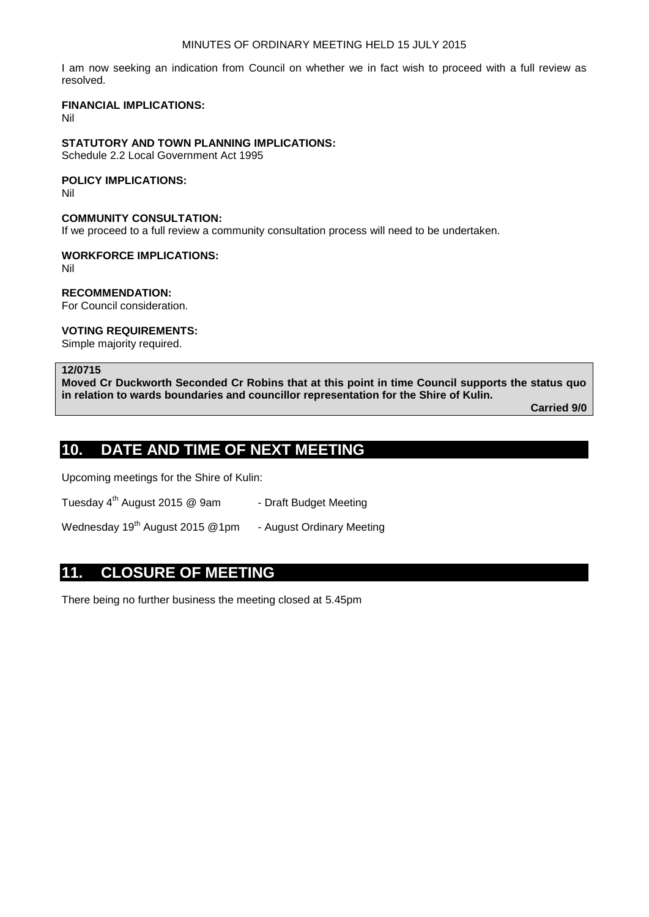I am now seeking an indication from Council on whether we in fact wish to proceed with a full review as resolved.

**FINANCIAL IMPLICATIONS:**
Nil

**STATUTORY AND TOWN PLANNING IMPLICATIONS:**
Schedule 2.2 Local Government Act 1995

**POLICY IMPLICATIONS:**
Nil

**COMMUNITY CONSULTATION:**
If we proceed to a full review a community consultation process will need to be undertaken.

**WORKFORCE IMPLICATIONS:**
Nil

**RECOMMENDATION:**
For Council consideration.

**VOTING REQUIREMENTS:**
Simple majority required.

**12/0715**
**Moved Cr Duckworth Seconded Cr Robins that at this point in time Council supports the status quo in relation to wards boundaries and councillor representation for the Shire of Kulin.**

**Carried 9/0**

## 10. DATE AND TIME OF NEXT MEETING

Upcoming meetings for the Shire of Kulin:

Tuesday 4th August 2015 @ 9am - Draft Budget Meeting

Wednesday 19th August 2015 @1pm - August Ordinary Meeting

## 11. CLOSURE OF MEETING

There being no further business the meeting closed at 5.45pm